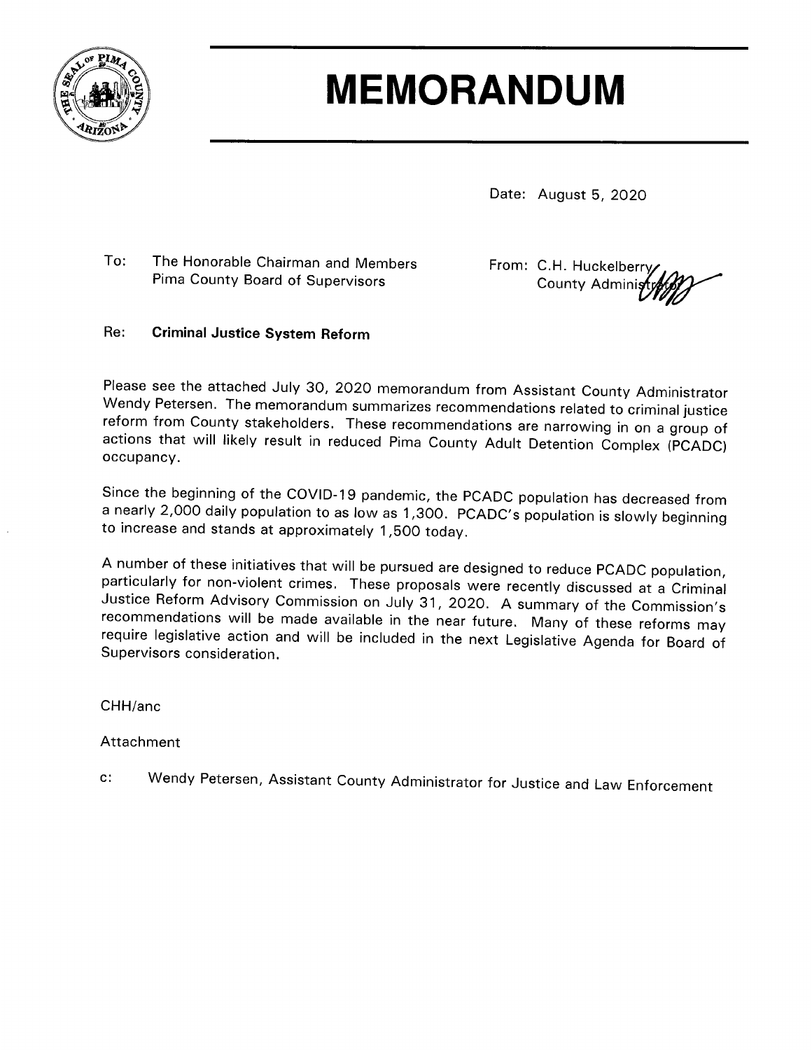# MEMORANDUM

Date: August 5, 2020

To: The Honorable Chairman and Members
Pima County Board of Supervisors

From: C.H. Huckelberry
County Administrator

Re: **Criminal Justice System Reform**

Please see the attached July 30, 2020 memorandum from Assistant County Administrator Wendy Petersen. The memorandum summarizes recommendations related to criminal justice reform from County stakeholders. These recommendations are narrowing in on a group of actions that will likely result in reduced Pima County Adult Detention Complex (PCADC) occupancy.

Since the beginning of the COVID-19 pandemic, the PCADC population has decreased from a nearly 2,000 daily population to as low as 1,300. PCADC's population is slowly beginning to increase and stands at approximately 1,500 today.

A number of these initiatives that will be pursued are designed to reduce PCADC population, particularly for non-violent crimes. These proposals were recently discussed at a Criminal Justice Reform Advisory Commission on July 31, 2020. A summary of the Commission's recommendations will be made available in the near future. Many of these reforms may require legislative action and will be included in the next Legislative Agenda for Board of Supervisors consideration.

CHH/anc

Attachment

c: Wendy Petersen, Assistant County Administrator for Justice and Law Enforcement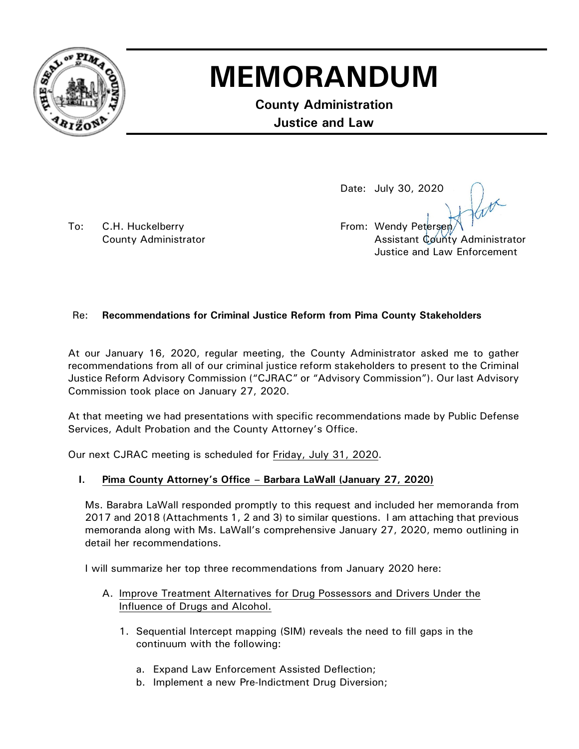# MEMORANDUM

**County Administration**
**Justice and Law**

Date: July 30, 2020

To: C.H. Huckelberry
County Administrator

From: Wendy Petersen
Assistant County Administrator
Justice and Law Enforcement

Re: **Recommendations for Criminal Justice Reform from Pima County Stakeholders**

At our January 16, 2020, regular meeting, the County Administrator asked me to gather recommendations from all of our criminal justice reform stakeholders to present to the Criminal Justice Reform Advisory Commission ("CJRAC" or "Advisory Commission"). Our last Advisory Commission took place on January 27, 2020.

At that meeting we had presentations with specific recommendations made by Public Defense Services, Adult Probation and the County Attorney's Office.

Our next CJRAC meeting is scheduled for Friday, July 31, 2020.

**I. Pima County Attorney's Office – Barbara LaWall (January 27, 2020)**

Ms. Barabra LaWall responded promptly to this request and included her memoranda from 2017 and 2018 (Attachments 1, 2 and 3) to similar questions. I am attaching that previous memoranda along with Ms. LaWall's comprehensive January 27, 2020, memo outlining in detail her recommendations.

I will summarize her top three recommendations from January 2020 here:

A. Improve Treatment Alternatives for Drug Possessors and Drivers Under the Influence of Drugs and Alcohol.

1. Sequential Intercept mapping (SIM) reveals the need to fill gaps in the continuum with the following:

   a. Expand Law Enforcement Assisted Deflection;
   b. Implement a new Pre-Indictment Drug Diversion;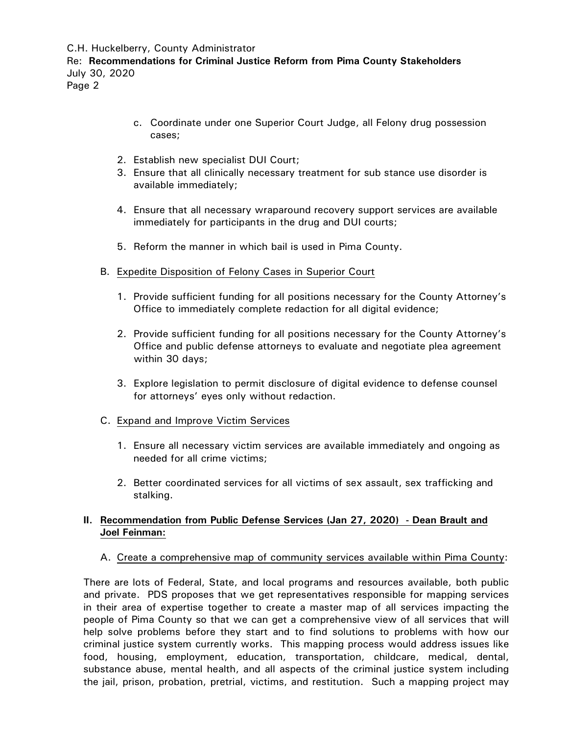c. Coordinate under one Superior Court Judge, all Felony drug possession cases;

2. Establish new specialist DUI Court;
3. Ensure that all clinically necessary treatment for sub stance use disorder is available immediately;
4. Ensure that all necessary wraparound recovery support services are available immediately for participants in the drug and DUI courts;
5. Reform the manner in which bail is used in Pima County.

B. Expedite Disposition of Felony Cases in Superior Court

1. Provide sufficient funding for all positions necessary for the County Attorney's Office to immediately complete redaction for all digital evidence;
2. Provide sufficient funding for all positions necessary for the County Attorney's Office and public defense attorneys to evaluate and negotiate plea agreement within 30 days;
3. Explore legislation to permit disclosure of digital evidence to defense counsel for attorneys' eyes only without redaction.

C. Expand and Improve Victim Services

1. Ensure all necessary victim services are available immediately and ongoing as needed for all crime victims;
2. Better coordinated services for all victims of sex assault, sex trafficking and stalking.

## II. Recommendation from Public Defense Services (Jan 27, 2020) - Dean Brault and Joel Feinman:

A. Create a comprehensive map of community services available within Pima County:

There are lots of Federal, State, and local programs and resources available, both public and private. PDS proposes that we get representatives responsible for mapping services in their area of expertise together to create a master map of all services impacting the people of Pima County so that we can get a comprehensive view of all services that will help solve problems before they start and to find solutions to problems with how our criminal justice system currently works. This mapping process would address issues like food, housing, employment, education, transportation, childcare, medical, dental, substance abuse, mental health, and all aspects of the criminal justice system including the jail, prison, probation, pretrial, victims, and restitution. Such a mapping project may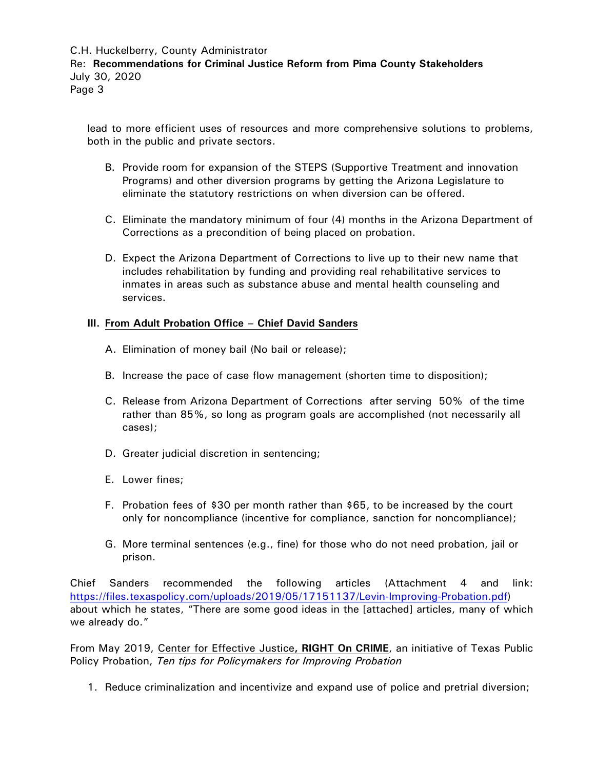lead to more efficient uses of resources and more comprehensive solutions to problems, both in the public and private sectors.

B. Provide room for expansion of the STEPS (Supportive Treatment and innovation Programs) and other diversion programs by getting the Arizona Legislature to eliminate the statutory restrictions on when diversion can be offered.

C. Eliminate the mandatory minimum of four (4) months in the Arizona Department of Corrections as a precondition of being placed on probation.

D. Expect the Arizona Department of Corrections to live up to their new name that includes rehabilitation by funding and providing real rehabilitative services to inmates in areas such as substance abuse and mental health counseling and services.

## III. From Adult Probation Office – Chief David Sanders

A. Elimination of money bail (No bail or release);

B. Increase the pace of case flow management (shorten time to disposition);

C. Release from Arizona Department of Corrections after serving 50% of the time rather than 85%, so long as program goals are accomplished (not necessarily all cases);

D. Greater judicial discretion in sentencing;

E. Lower fines;

F. Probation fees of $30 per month rather than $65, to be increased by the court only for noncompliance (incentive for compliance, sanction for noncompliance);

G. More terminal sentences (e.g., fine) for those who do not need probation, jail or prison.

Chief Sanders recommended the following articles (Attachment 4 and link: https://files.texaspolicy.com/uploads/2019/05/17151137/Levin-Improving-Probation.pdf) about which he states, "There are some good ideas in the [attached] articles, many of which we already do."

From May 2019, Center for Effective Justice**, RIGHT On CRIME**, an initiative of Texas Public Policy Probation, *Ten tips for Policymakers for Improving Probation*

1. Reduce criminalization and incentivize and expand use of police and pretrial diversion;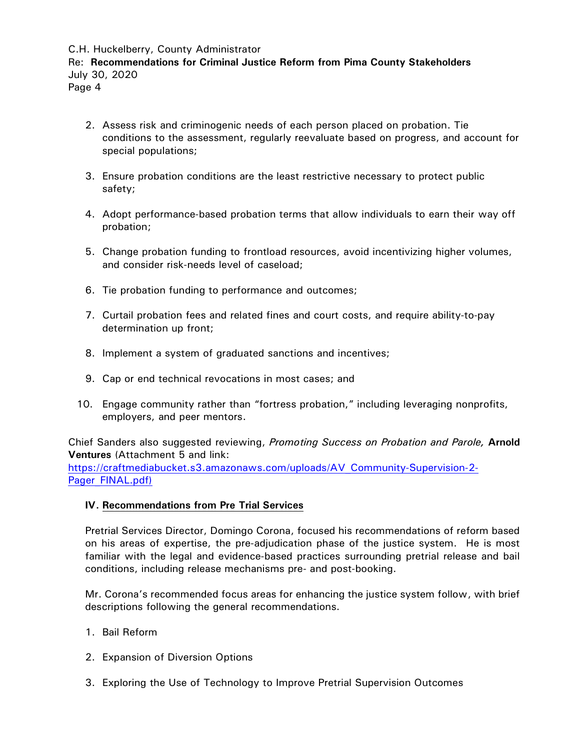2. Assess risk and criminogenic needs of each person placed on probation. Tie conditions to the assessment, regularly reevaluate based on progress, and account for special populations;

3. Ensure probation conditions are the least restrictive necessary to protect public safety;

4. Adopt performance-based probation terms that allow individuals to earn their way off probation;

5. Change probation funding to frontload resources, avoid incentivizing higher volumes, and consider risk-needs level of caseload;

6. Tie probation funding to performance and outcomes;

7. Curtail probation fees and related fines and court costs, and require ability-to-pay determination up front;

8. Implement a system of graduated sanctions and incentives;

9. Cap or end technical revocations in most cases; and

10. Engage community rather than "fortress probation," including leveraging nonprofits, employers, and peer mentors.

Chief Sanders also suggested reviewing, *Promoting Success on Probation and Parole,* **Arnold Ventures** (Attachment 5 and link: [https://craftmediabucket.s3.amazonaws.com/uploads/AV_Community-Supervision-2-Pager_FINAL.pdf)](https://craftmediabucket.s3.amazonaws.com/uploads/AV_Community-Supervision-2-Pager_FINAL.pdf)

## IV. Recommendations from Pre Trial Services

Pretrial Services Director, Domingo Corona, focused his recommendations of reform based on his areas of expertise, the pre-adjudication phase of the justice system. He is most familiar with the legal and evidence-based practices surrounding pretrial release and bail conditions, including release mechanisms pre- and post-booking.

Mr. Corona's recommended focus areas for enhancing the justice system follow, with brief descriptions following the general recommendations.

1. Bail Reform

2. Expansion of Diversion Options

3. Exploring the Use of Technology to Improve Pretrial Supervision Outcomes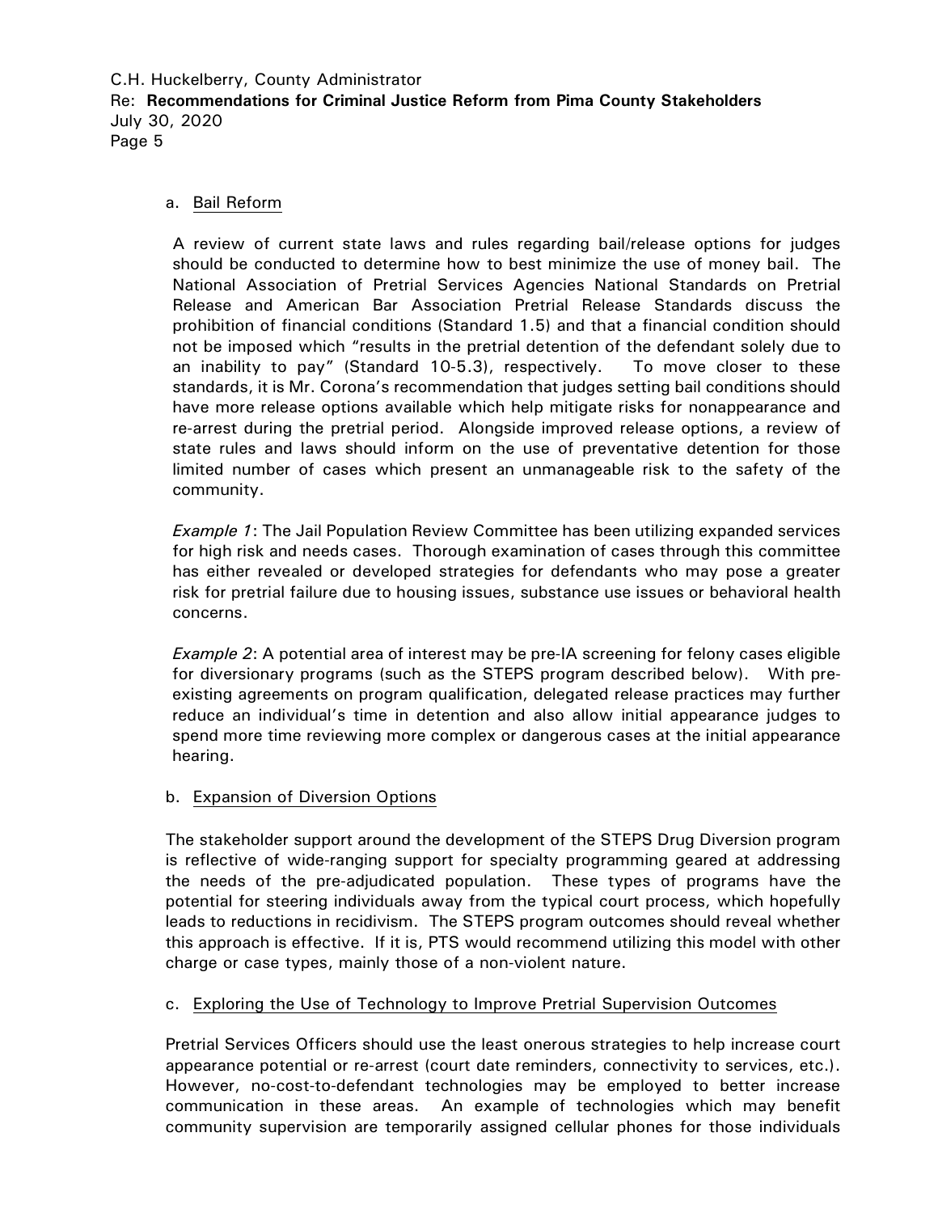a. <u>Bail Reform</u>

A review of current state laws and rules regarding bail/release options for judges should be conducted to determine how to best minimize the use of money bail. The National Association of Pretrial Services Agencies National Standards on Pretrial Release and American Bar Association Pretrial Release Standards discuss the prohibition of financial conditions (Standard 1.5) and that a financial condition should not be imposed which "results in the pretrial detention of the defendant solely due to an inability to pay" (Standard 10-5.3), respectively. To move closer to these standards, it is Mr. Corona's recommendation that judges setting bail conditions should have more release options available which help mitigate risks for nonappearance and re-arrest during the pretrial period. Alongside improved release options, a review of state rules and laws should inform on the use of preventative detention for those limited number of cases which present an unmanageable risk to the safety of the community.

*Example 1*: The Jail Population Review Committee has been utilizing expanded services for high risk and needs cases. Thorough examination of cases through this committee has either revealed or developed strategies for defendants who may pose a greater risk for pretrial failure due to housing issues, substance use issues or behavioral health concerns.

*Example 2*: A potential area of interest may be pre-IA screening for felony cases eligible for diversionary programs (such as the STEPS program described below). With pre-existing agreements on program qualification, delegated release practices may further reduce an individual's time in detention and also allow initial appearance judges to spend more time reviewing more complex or dangerous cases at the initial appearance hearing.

b. <u>Expansion of Diversion Options</u>

The stakeholder support around the development of the STEPS Drug Diversion program is reflective of wide-ranging support for specialty programming geared at addressing the needs of the pre-adjudicated population. These types of programs have the potential for steering individuals away from the typical court process, which hopefully leads to reductions in recidivism. The STEPS program outcomes should reveal whether this approach is effective. If it is, PTS would recommend utilizing this model with other charge or case types, mainly those of a non-violent nature.

c. <u>Exploring the Use of Technology to Improve Pretrial Supervision Outcomes</u>

Pretrial Services Officers should use the least onerous strategies to help increase court appearance potential or re-arrest (court date reminders, connectivity to services, etc.). However, no-cost-to-defendant technologies may be employed to better increase communication in these areas. An example of technologies which may benefit community supervision are temporarily assigned cellular phones for those individuals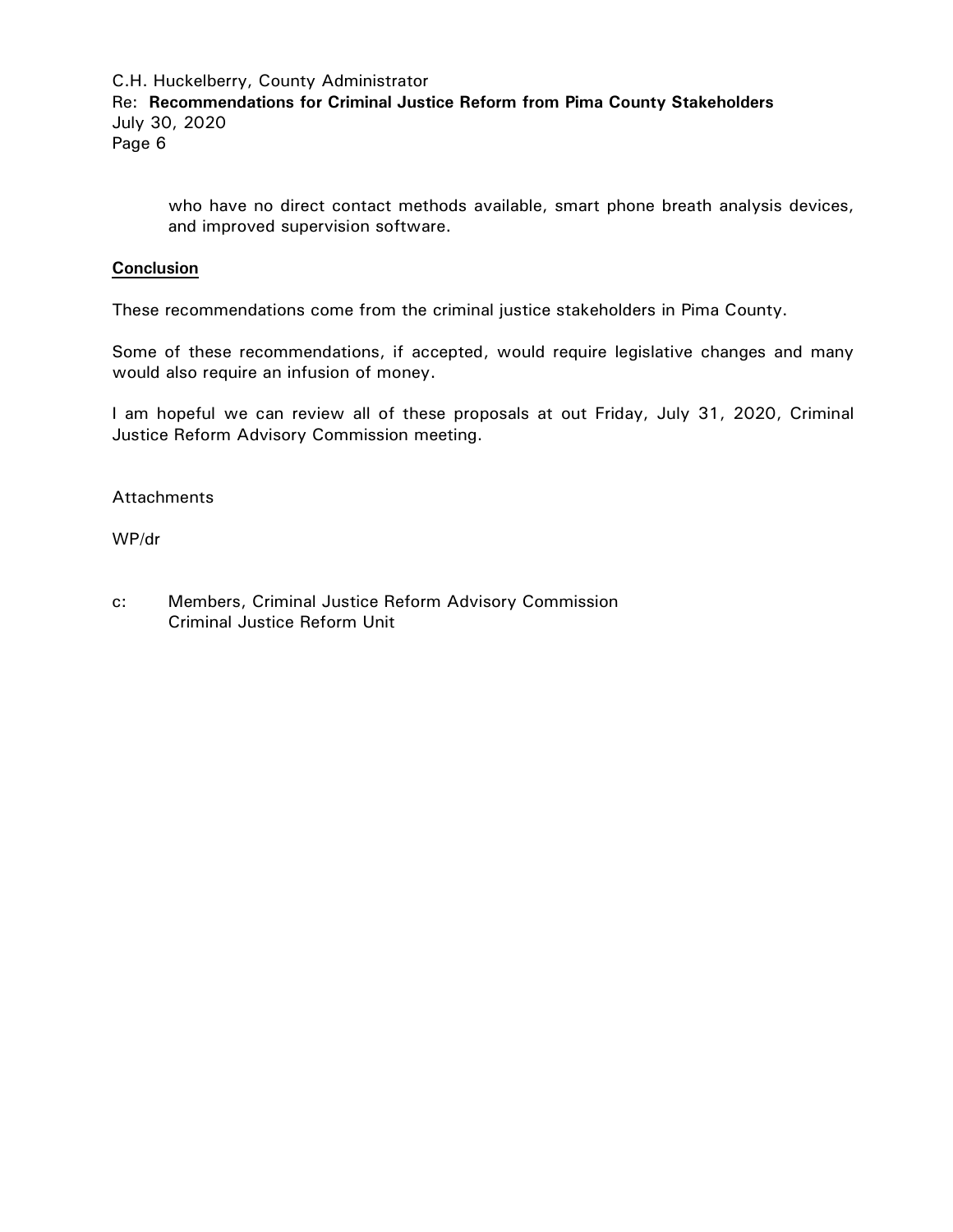who have no direct contact methods available, smart phone breath analysis devices, and improved supervision software.

**Conclusion**

These recommendations come from the criminal justice stakeholders in Pima County.

Some of these recommendations, if accepted, would require legislative changes and many would also require an infusion of money.

I am hopeful we can review all of these proposals at out Friday, July 31, 2020, Criminal Justice Reform Advisory Commission meeting.

Attachments

WP/dr

c: Members, Criminal Justice Reform Advisory Commission
Criminal Justice Reform Unit